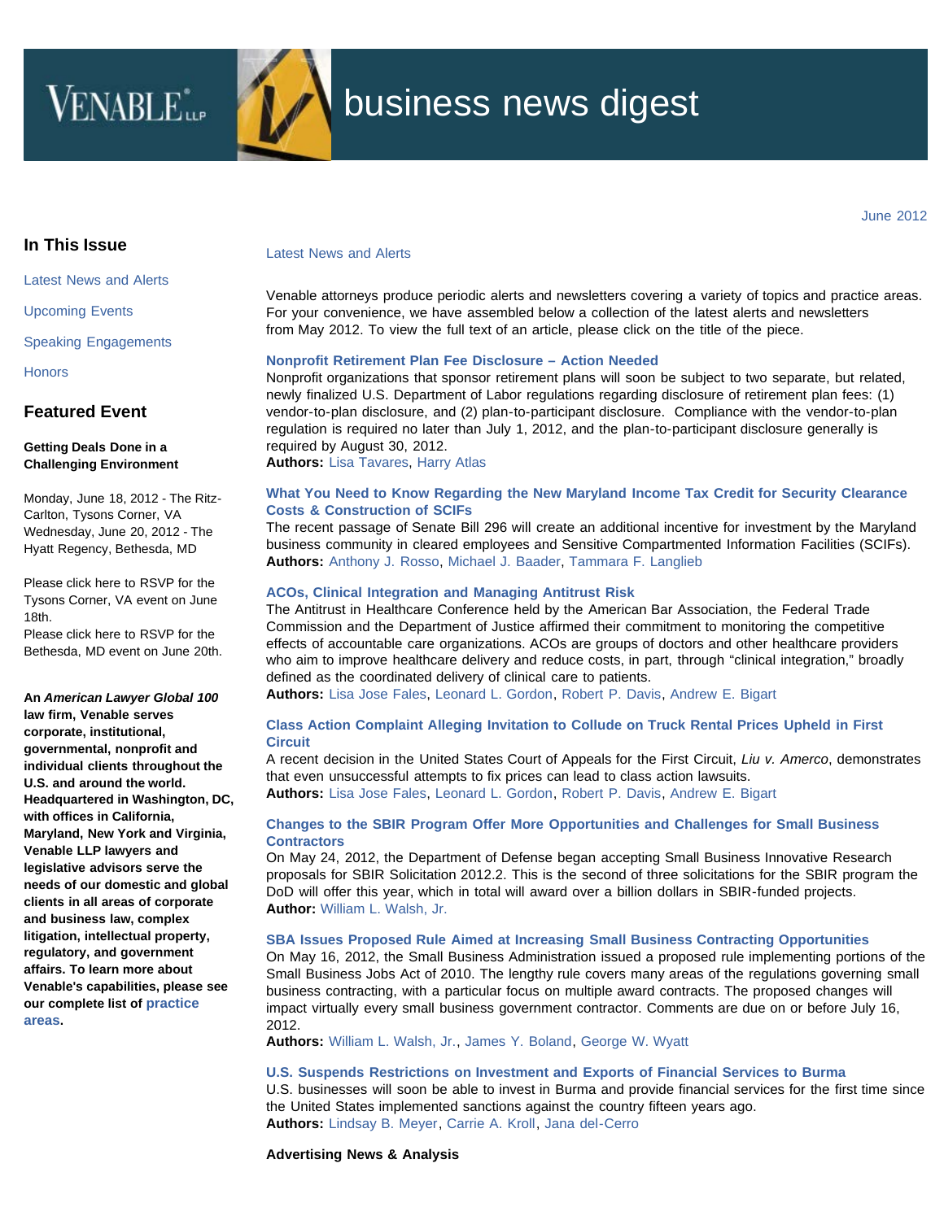# VENABLE LLP business news digest

June 2012

## In This Issue

Latest News and Alerts

Upcoming Events

Speaking Engagements

Honors

## Featured Event

**Getting Deals Done in a Challenging Environment**

Monday, June 18, 2012 - The Ritz-Carlton, Tysons Corner, VA
Wednesday, June 20, 2012 - The Hyatt Regency, Bethesda, MD

Please click here to RSVP for the Tysons Corner, VA event on June 18th.
Please click here to RSVP for the Bethesda, MD event on June 20th.

**An *American Lawyer Global 100* law firm, Venable serves corporate, institutional, governmental, nonprofit and individual clients throughout the U.S. and around the world. Headquartered in Washington, DC, with offices in California, Maryland, New York and Virginia, Venable LLP lawyers and legislative advisors serve the needs of our domestic and global clients in all areas of corporate and business law, complex litigation, intellectual property, regulatory, and government affairs. To learn more about Venable's capabilities, please see our complete list of practice areas.**

## Latest News and Alerts

Venable attorneys produce periodic alerts and newsletters covering a variety of topics and practice areas. For your convenience, we have assembled below a collection of the latest alerts and newsletters from May 2012. To view the full text of an article, please click on the title of the piece.

**Nonprofit Retirement Plan Fee Disclosure – Action Needed**
Nonprofit organizations that sponsor retirement plans will soon be subject to two separate, but related, newly finalized U.S. Department of Labor regulations regarding disclosure of retirement plan fees: (1) vendor-to-plan disclosure, and (2) plan-to-participant disclosure. Compliance with the vendor-to-plan regulation is required no later than July 1, 2012, and the plan-to-participant disclosure generally is required by August 30, 2012.
**Authors:** Lisa Tavares, Harry Atlas

**What You Need to Know Regarding the New Maryland Income Tax Credit for Security Clearance Costs & Construction of SCIFs**
The recent passage of Senate Bill 296 will create an additional incentive for investment by the Maryland business community in cleared employees and Sensitive Compartmented Information Facilities (SCIFs).
**Authors:** Anthony J. Rosso, Michael J. Baader, Tammara F. Langlieb

**ACOs, Clinical Integration and Managing Antitrust Risk**
The Antitrust in Healthcare Conference held by the American Bar Association, the Federal Trade Commission and the Department of Justice affirmed their commitment to monitoring the competitive effects of accountable care organizations. ACOs are groups of doctors and other healthcare providers who aim to improve healthcare delivery and reduce costs, in part, through "clinical integration," broadly defined as the coordinated delivery of clinical care to patients.
**Authors:** Lisa Jose Fales, Leonard L. Gordon, Robert P. Davis, Andrew E. Bigart

**Class Action Complaint Alleging Invitation to Collude on Truck Rental Prices Upheld in First Circuit**
A recent decision in the United States Court of Appeals for the First Circuit, *Liu v. Amerco*, demonstrates that even unsuccessful attempts to fix prices can lead to class action lawsuits.
**Authors:** Lisa Jose Fales, Leonard L. Gordon, Robert P. Davis, Andrew E. Bigart

**Changes to the SBIR Program Offer More Opportunities and Challenges for Small Business Contractors**
On May 24, 2012, the Department of Defense began accepting Small Business Innovative Research proposals for SBIR Solicitation 2012.2. This is the second of three solicitations for the SBIR program the DoD will offer this year, which in total will award over a billion dollars in SBIR-funded projects.
**Author:** William L. Walsh, Jr.

**SBA Issues Proposed Rule Aimed at Increasing Small Business Contracting Opportunities**
On May 16, 2012, the Small Business Administration issued a proposed rule implementing portions of the Small Business Jobs Act of 2010. The lengthy rule covers many areas of the regulations governing small business contracting, with a particular focus on multiple award contracts. The proposed changes will impact virtually every small business government contractor. Comments are due on or before July 16, 2012.
**Authors:** William L. Walsh, Jr., James Y. Boland, George W. Wyatt

**U.S. Suspends Restrictions on Investment and Exports of Financial Services to Burma**
U.S. businesses will soon be able to invest in Burma and provide financial services for the first time since the United States implemented sanctions against the country fifteen years ago.
**Authors:** Lindsay B. Meyer, Carrie A. Kroll, Jana del-Cerro

**Advertising News & Analysis**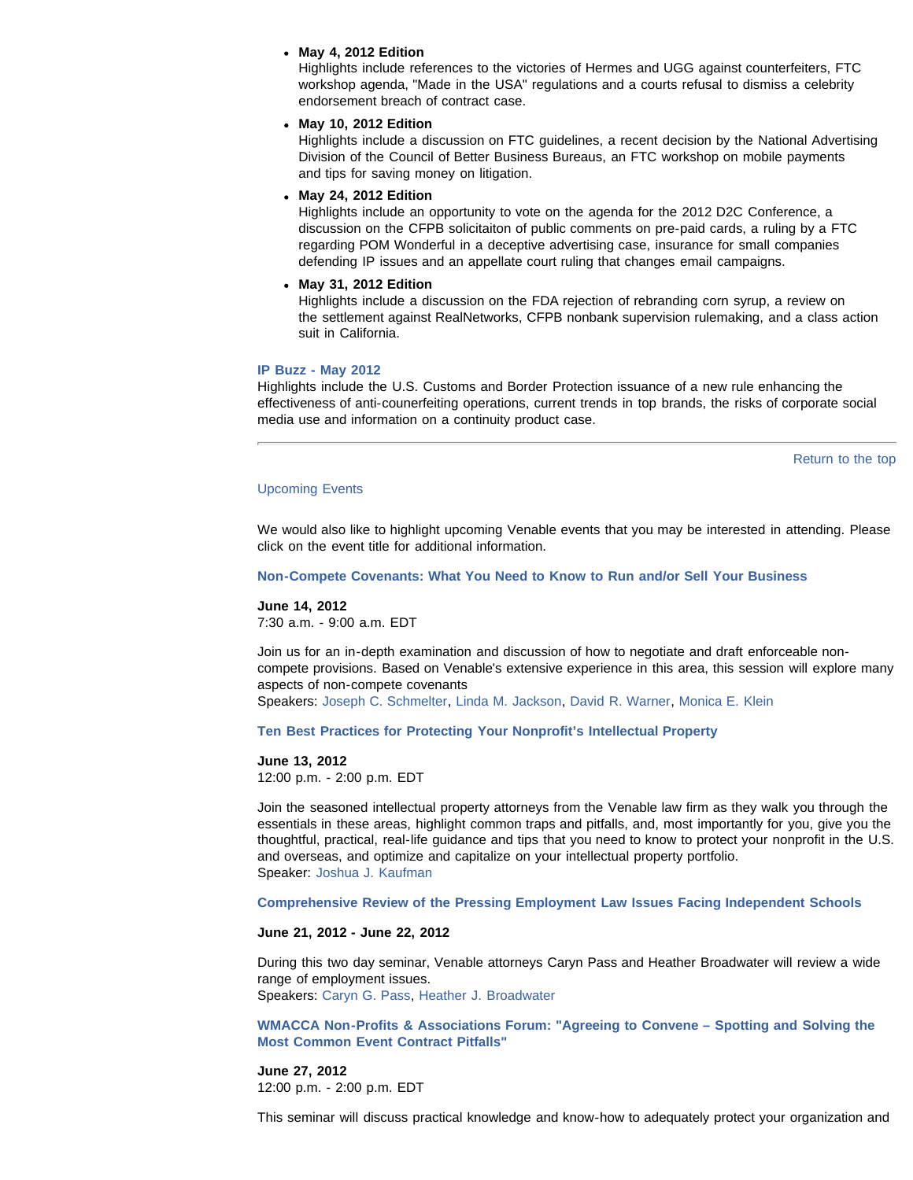- **May 4, 2012 Edition**
  Highlights include references to the victories of Hermes and UGG against counterfeiters, FTC workshop agenda, "Made in the USA" regulations and a courts refusal to dismiss a celebrity endorsement breach of contract case.
- **May 10, 2012 Edition**
  Highlights include a discussion on FTC guidelines, a recent decision by the National Advertising Division of the Council of Better Business Bureaus, an FTC workshop on mobile payments and tips for saving money on litigation.
- **May 24, 2012 Edition**
  Highlights include an opportunity to vote on the agenda for the 2012 D2C Conference, a discussion on the CFPB solicitaiton of public comments on pre-paid cards, a ruling by a FTC regarding POM Wonderful in a deceptive advertising case, insurance for small companies defending IP issues and an appellate court ruling that changes email campaigns.
- **May 31, 2012 Edition**
  Highlights include a discussion on the FDA rejection of rebranding corn syrup, a review on the settlement against RealNetworks, CFPB nonbank supervision rulemaking, and a class action suit in California.

**IP Buzz - May 2012**
Highlights include the U.S. Customs and Border Protection issuance of a new rule enhancing the effectiveness of anti-counerfeiting operations, current trends in top brands, the risks of corporate social media use and information on a continuity product case.

---

Return to the top

Upcoming Events

We would also like to highlight upcoming Venable events that you may be interested in attending. Please click on the event title for additional information.

**Non-Compete Covenants: What You Need to Know to Run and/or Sell Your Business**

**June 14, 2012**
7:30 a.m. - 9:00 a.m. EDT

Join us for an in-depth examination and discussion of how to negotiate and draft enforceable non-compete provisions. Based on Venable's extensive experience in this area, this session will explore many aspects of non-compete covenants
Speakers: Joseph C. Schmelter, Linda M. Jackson, David R. Warner, Monica E. Klein

**Ten Best Practices for Protecting Your Nonprofit's Intellectual Property**

**June 13, 2012**
12:00 p.m. - 2:00 p.m. EDT

Join the seasoned intellectual property attorneys from the Venable law firm as they walk you through the essentials in these areas, highlight common traps and pitfalls, and, most importantly for you, give you the thoughtful, practical, real-life guidance and tips that you need to know to protect your nonprofit in the U.S. and overseas, and optimize and capitalize on your intellectual property portfolio.
Speaker: Joshua J. Kaufman

**Comprehensive Review of the Pressing Employment Law Issues Facing Independent Schools**

**June 21, 2012 - June 22, 2012**

During this two day seminar, Venable attorneys Caryn Pass and Heather Broadwater will review a wide range of employment issues.
Speakers: Caryn G. Pass, Heather J. Broadwater

**WMACCA Non-Profits & Associations Forum: "Agreeing to Convene – Spotting and Solving the Most Common Event Contract Pitfalls"**

**June 27, 2012**
12:00 p.m. - 2:00 p.m. EDT

This seminar will discuss practical knowledge and know-how to adequately protect your organization and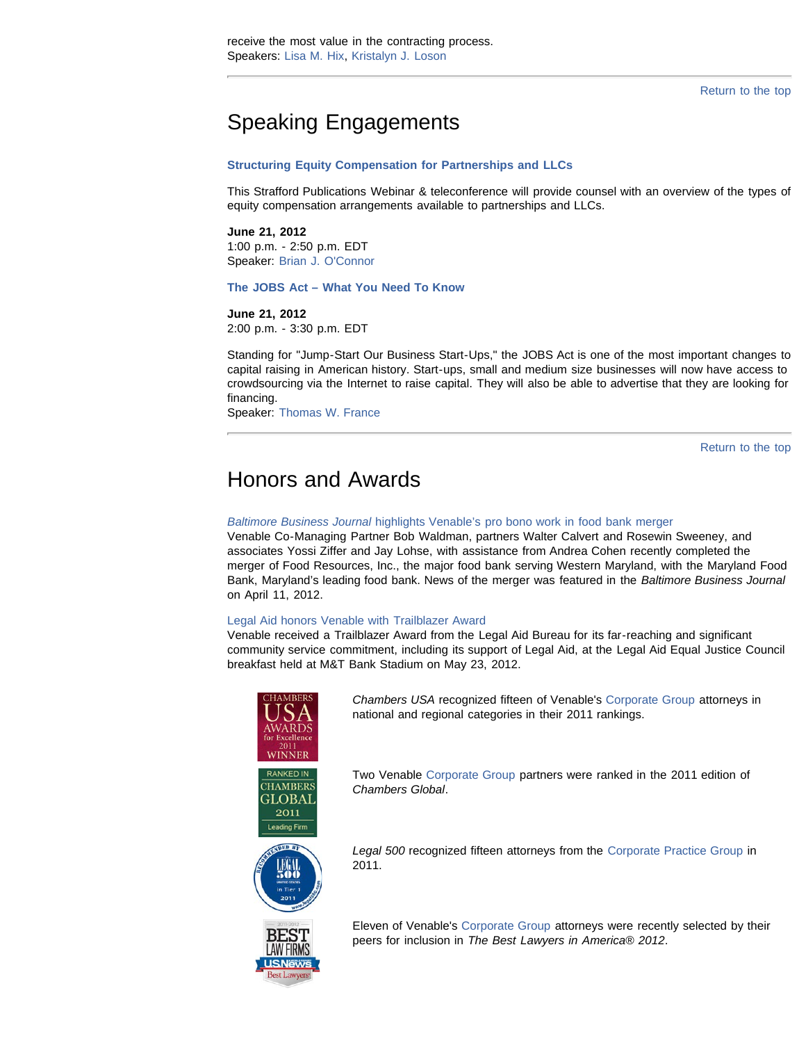receive the most value in the contracting process.
Speakers: Lisa M. Hix, Kristalyn J. Loson

---

Return to the top

# Speaking Engagements

**Structuring Equity Compensation for Partnerships and LLCs**

This Strafford Publications Webinar & teleconference will provide counsel with an overview of the types of equity compensation arrangements available to partnerships and LLCs.

**June 21, 2012**
1:00 p.m. - 2:50 p.m. EDT
Speaker: Brian J. O'Connor

**The JOBS Act – What You Need To Know**

**June 21, 2012**
2:00 p.m. - 3:30 p.m. EDT

Standing for "Jump-Start Our Business Start-Ups," the JOBS Act is one of the most important changes to capital raising in American history. Start-ups, small and medium size businesses will now have access to crowdsourcing via the Internet to raise capital. They will also be able to advertise that they are looking for financing.
Speaker: Thomas W. France

---

Return to the top

# Honors and Awards

*Baltimore Business Journal* highlights Venable's pro bono work in food bank merger
Venable Co-Managing Partner Bob Waldman, partners Walter Calvert and Rosewin Sweeney, and associates Yossi Ziffer and Jay Lohse, with assistance from Andrea Cohen recently completed the merger of Food Resources, Inc., the major food bank serving Western Maryland, with the Maryland Food Bank, Maryland's leading food bank. News of the merger was featured in the *Baltimore Business Journal* on April 11, 2012.

Legal Aid honors Venable with Trailblazer Award
Venable received a Trailblazer Award from the Legal Aid Bureau for its far-reaching and significant community service commitment, including its support of Legal Aid, at the Legal Aid Equal Justice Council breakfast held at M&T Bank Stadium on May 23, 2012.

*Chambers USA* recognized fifteen of Venable's Corporate Group attorneys in national and regional categories in their 2011 rankings.

Two Venable Corporate Group partners were ranked in the 2011 edition of *Chambers Global*.

*Legal 500* recognized fifteen attorneys from the Corporate Practice Group in 2011.

Eleven of Venable's Corporate Group attorneys were recently selected by their peers for inclusion in *The Best Lawyers in America® 2012*.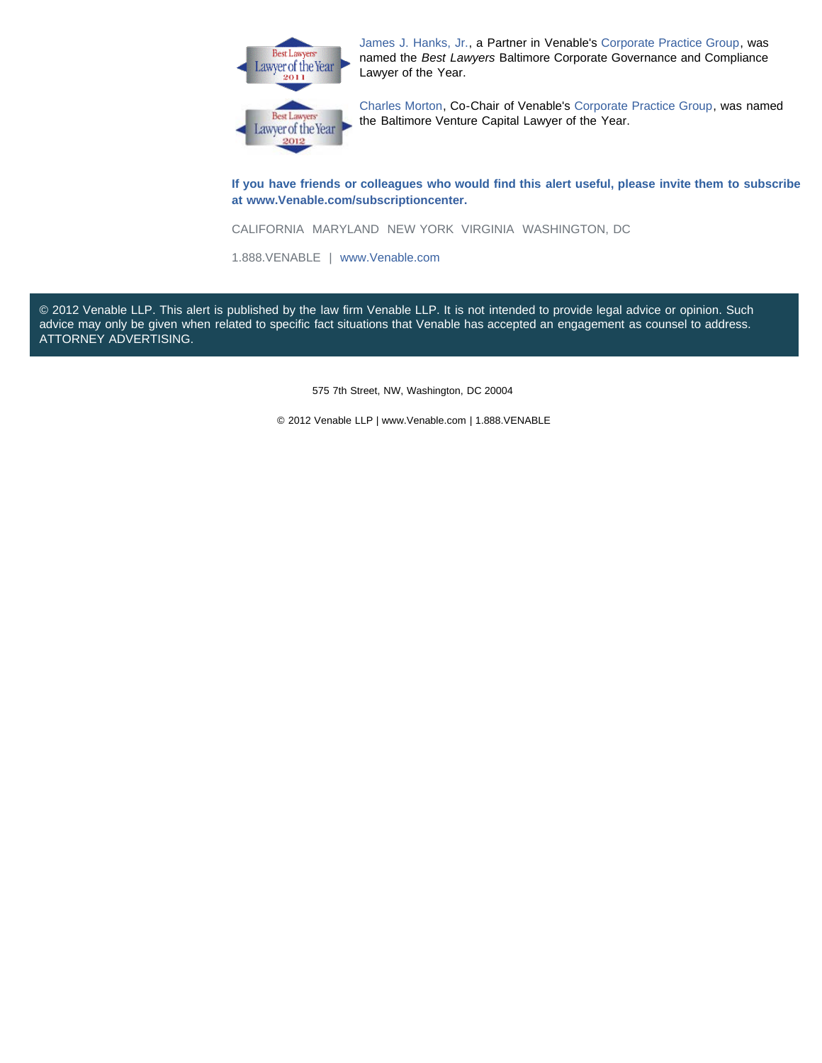James J. Hanks, Jr., a Partner in Venable's Corporate Practice Group, was named the *Best Lawyers* Baltimore Corporate Governance and Compliance Lawyer of the Year.

Charles Morton, Co-Chair of Venable's Corporate Practice Group, was named the Baltimore Venture Capital Lawyer of the Year.

**If you have friends or colleagues who would find this alert useful, please invite them to subscribe at www.Venable.com/subscriptioncenter.**

CALIFORNIA MARYLAND NEW YORK VIRGINIA WASHINGTON, DC

1.888.VENABLE | www.Venable.com

© 2012 Venable LLP. This alert is published by the law firm Venable LLP. It is not intended to provide legal advice or opinion. Such advice may only be given when related to specific fact situations that Venable has accepted an engagement as counsel to address. ATTORNEY ADVERTISING.

575 7th Street, NW, Washington, DC 20004

© 2012 Venable LLP | www.Venable.com | 1.888.VENABLE